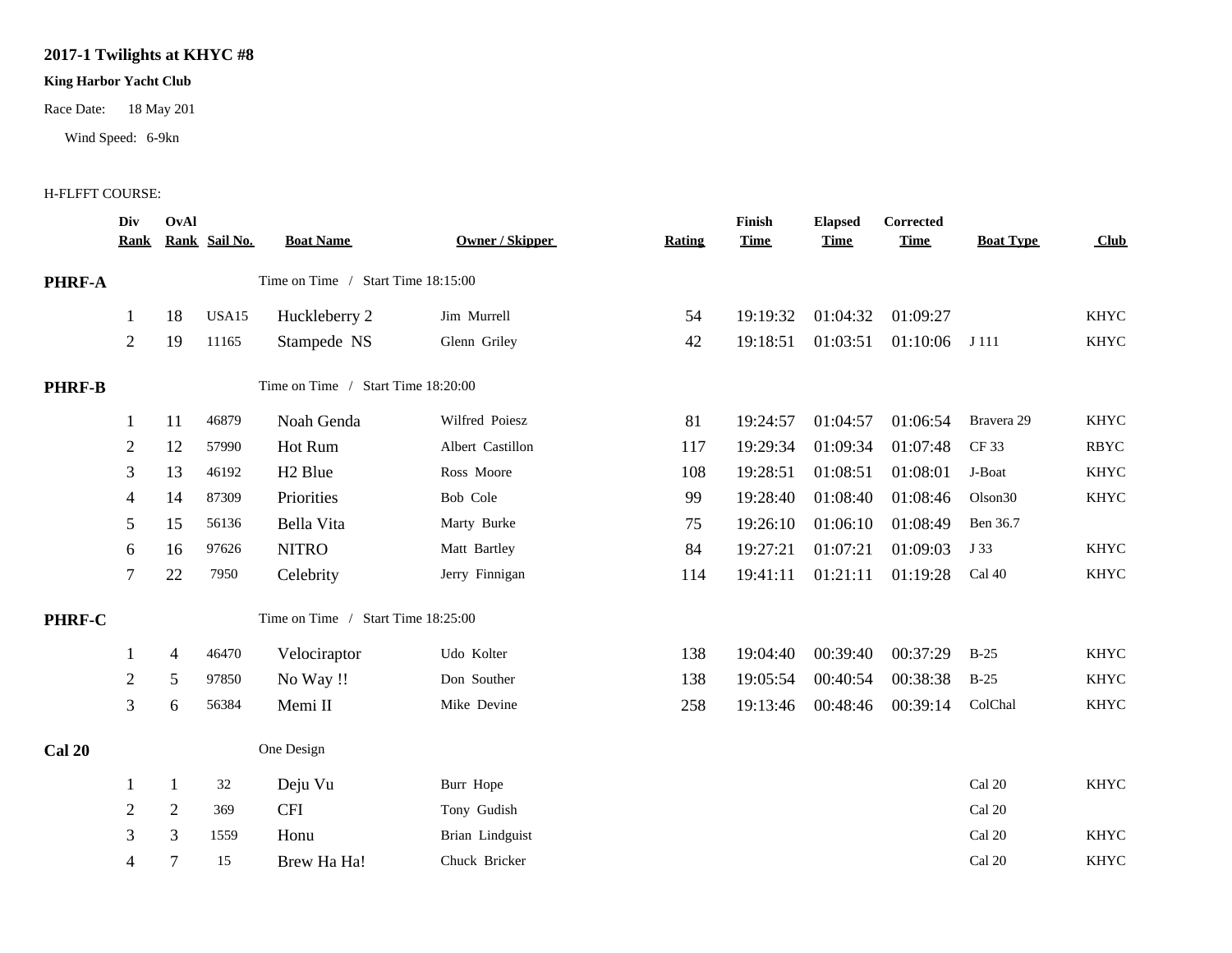# 2017-1 Twilights at KHYC #8

**King Harbor Yacht Club**

Race Date: 18 May 201

Wind Speed: 6-9kn

H-FLFFT COURSE:

| Div Rank | OvAl Rank | Sail No. | Boat Name | Owner / Skipper | Rating | Finish Time | Elapsed Time | Corrected Time | Boat Type | Club |
|---|---|---|---|---|---|---|---|---|---|---|
| **PHRF-A** | | | Time on Time / Start Time 18:15:00 | | | | | | | |
| 1 | 18 | USA15 | Huckleberry 2 | Jim Murrell | 54 | 19:19:32 | 01:04:32 | 01:09:27 | | KHYC |
| 2 | 19 | 11165 | Stampede NS | Glenn Griley | 42 | 19:18:51 | 01:03:51 | 01:10:06 | J 111 | KHYC |
| **PHRF-B** | | | Time on Time / Start Time 18:20:00 | | | | | | | |
| 1 | 11 | 46879 | Noah Genda | Wilfred Poiesz | 81 | 19:24:57 | 01:04:57 | 01:06:54 | Bravera 29 | KHYC |
| 2 | 12 | 57990 | Hot Rum | Albert Castillon | 117 | 19:29:34 | 01:09:34 | 01:07:48 | CF 33 | RBYC |
| 3 | 13 | 46192 | H2 Blue | Ross Moore | 108 | 19:28:51 | 01:08:51 | 01:08:01 | J-Boat | KHYC |
| 4 | 14 | 87309 | Priorities | Bob Cole | 99 | 19:28:40 | 01:08:40 | 01:08:46 | Olson30 | KHYC |
| 5 | 15 | 56136 | Bella Vita | Marty Burke | 75 | 19:26:10 | 01:06:10 | 01:08:49 | Ben 36.7 | |
| 6 | 16 | 97626 | NITRO | Matt Bartley | 84 | 19:27:21 | 01:07:21 | 01:09:03 | J 33 | KHYC |
| 7 | 22 | 7950 | Celebrity | Jerry Finnigan | 114 | 19:41:11 | 01:21:11 | 01:19:28 | Cal 40 | KHYC |
| **PHRF-C** | | | Time on Time / Start Time 18:25:00 | | | | | | | |
| 1 | 4 | 46470 | Velociraptor | Udo Kolter | 138 | 19:04:40 | 00:39:40 | 00:37:29 | B-25 | KHYC |
| 2 | 5 | 97850 | No Way !! | Don Souther | 138 | 19:05:54 | 00:40:54 | 00:38:38 | B-25 | KHYC |
| 3 | 6 | 56384 | Memi II | Mike Devine | 258 | 19:13:46 | 00:48:46 | 00:39:14 | ColChal | KHYC |
| **Cal 20** | | | One Design | | | | | | | |
| 1 | 1 | 32 | Deju Vu | Burr Hope | | | | | Cal 20 | KHYC |
| 2 | 2 | 369 | CFI | Tony Gudish | | | | | Cal 20 | |
| 3 | 3 | 1559 | Honu | Brian Lindguist | | | | | Cal 20 | KHYC |
| 4 | 7 | 15 | Brew Ha Ha! | Chuck Bricker | | | | | Cal 20 | KHYC |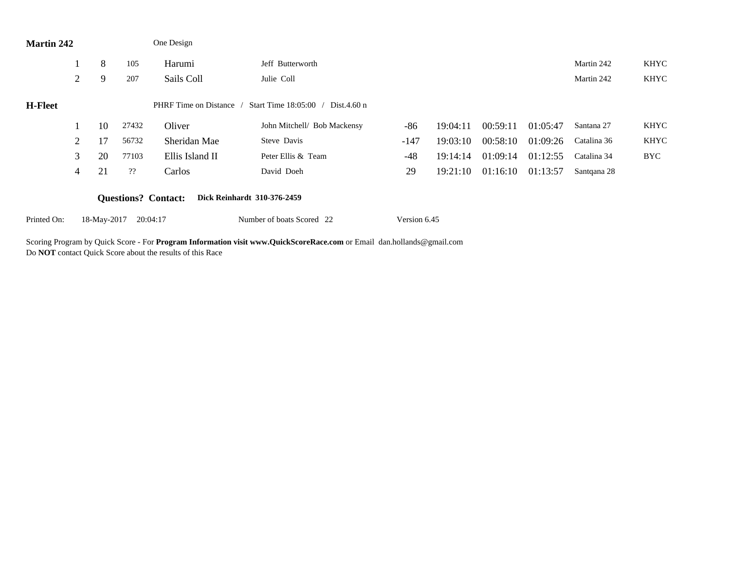**Martin 242** One Design

| | | | | | | | | | | | |
|---|---|---|---|---|---|---|---|---|---|---|---|
| 1 | 8 | 105 | Harumi | Jeff Butterworth | | | | | Martin 242 | KHYC |
| 2 | 9 | 207 | Sails Coll | Julie Coll | | | | | Martin 242 | KHYC |

**H-Fleet** PHRF Time on Distance / Start Time 18:05:00 / Dist.4.60 n

| | | | | | | | | | | |
|---|---|---|---|---|---|---|---|---|---|---|
| 1 | 10 | 27432 | Oliver | John Mitchell/ Bob Mackensy | -86 | 19:04:11 | 00:59:11 | 01:05:47 | Santana 27 | KHYC |
| 2 | 17 | 56732 | Sheridan Mae | Steve Davis | -147 | 19:03:10 | 00:58:10 | 01:09:26 | Catalina 36 | KHYC |
| 3 | 20 | 77103 | Ellis Island II | Peter Ellis & Team | -48 | 19:14:14 | 01:09:14 | 01:12:55 | Catalina 34 | BYC |
| 4 | 21 | ?? | Carlos | David Doeh | 29 | 19:21:10 | 01:16:10 | 01:13:57 | Santqana 28 | |

**Questions? Contact: Dick Reinhardt 310-376-2459**

Printed On: 18-May-2017 20:04:17 Number of boats Scored 22 Version 6.45

Scoring Program by Quick Score - For **Program Information visit www.QuickScoreRace.com** or Email dan.hollands@gmail.com
Do **NOT** contact Quick Score about the results of this Race